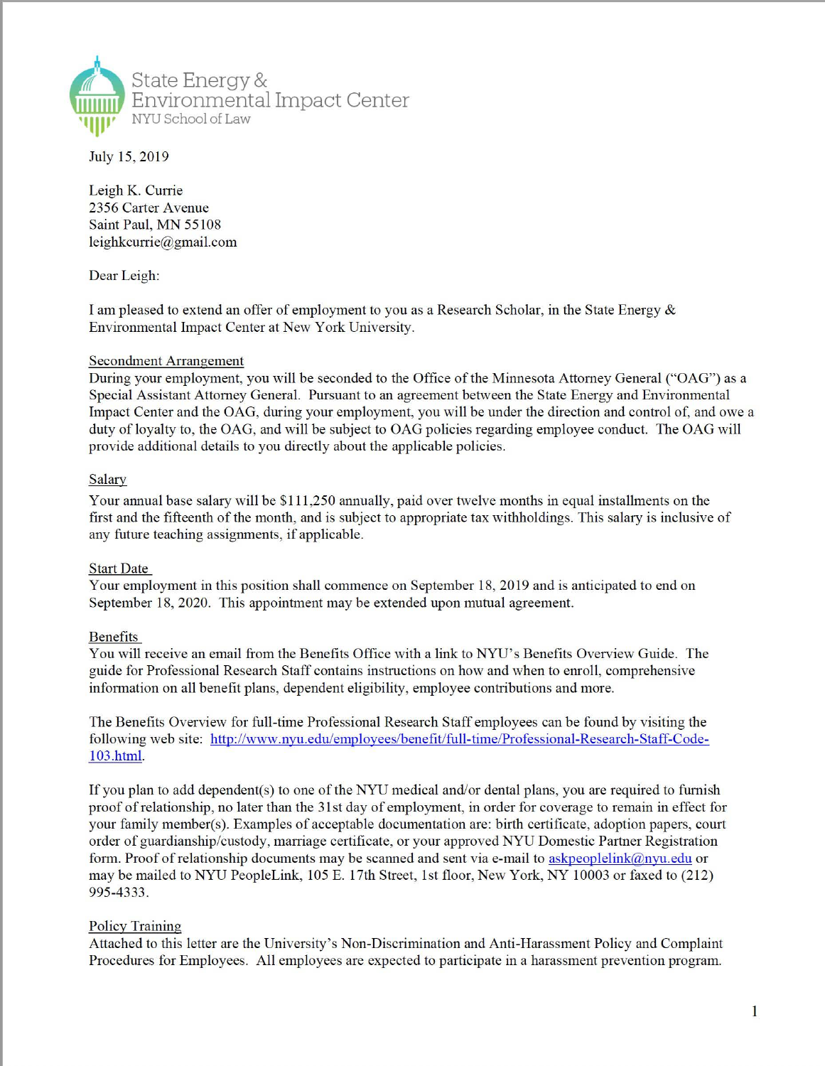State Energy & Environmental Impact Center
NYU School of Law

July 15, 2019

Leigh K. Currie
2356 Carter Avenue
Saint Paul, MN 55108
leighkcurrie@gmail.com

Dear Leigh:

I am pleased to extend an offer of employment to you as a Research Scholar, in the State Energy & Environmental Impact Center at New York University.

Secondment Arrangement
During your employment, you will be seconded to the Office of the Minnesota Attorney General ("OAG") as a Special Assistant Attorney General. Pursuant to an agreement between the State Energy and Environmental Impact Center and the OAG, during your employment, you will be under the direction and control of, and owe a duty of loyalty to, the OAG, and will be subject to OAG policies regarding employee conduct. The OAG will provide additional details to you directly about the applicable policies.

Salary
Your annual base salary will be $111,250 annually, paid over twelve months in equal installments on the first and the fifteenth of the month, and is subject to appropriate tax withholdings. This salary is inclusive of any future teaching assignments, if applicable.

Start Date
Your employment in this position shall commence on September 18, 2019 and is anticipated to end on September 18, 2020. This appointment may be extended upon mutual agreement.

Benefits
You will receive an email from the Benefits Office with a link to NYU's Benefits Overview Guide. The guide for Professional Research Staff contains instructions on how and when to enroll, comprehensive information on all benefit plans, dependent eligibility, employee contributions and more.

The Benefits Overview for full-time Professional Research Staff employees can be found by visiting the following web site: http://www.nyu.edu/employees/benefit/full-time/Professional-Research-Staff-Code-103.html.

If you plan to add dependent(s) to one of the NYU medical and/or dental plans, you are required to furnish proof of relationship, no later than the 31st day of employment, in order for coverage to remain in effect for your family member(s). Examples of acceptable documentation are: birth certificate, adoption papers, court order of guardianship/custody, marriage certificate, or your approved NYU Domestic Partner Registration form. Proof of relationship documents may be scanned and sent via e-mail to askpeoplelink@nyu.edu or may be mailed to NYU PeopleLink, 105 E. 17th Street, 1st floor, New York, NY 10003 or faxed to (212) 995-4333.

Policy Training
Attached to this letter are the University's Non-Discrimination and Anti-Harassment Policy and Complaint Procedures for Employees. All employees are expected to participate in a harassment prevention program.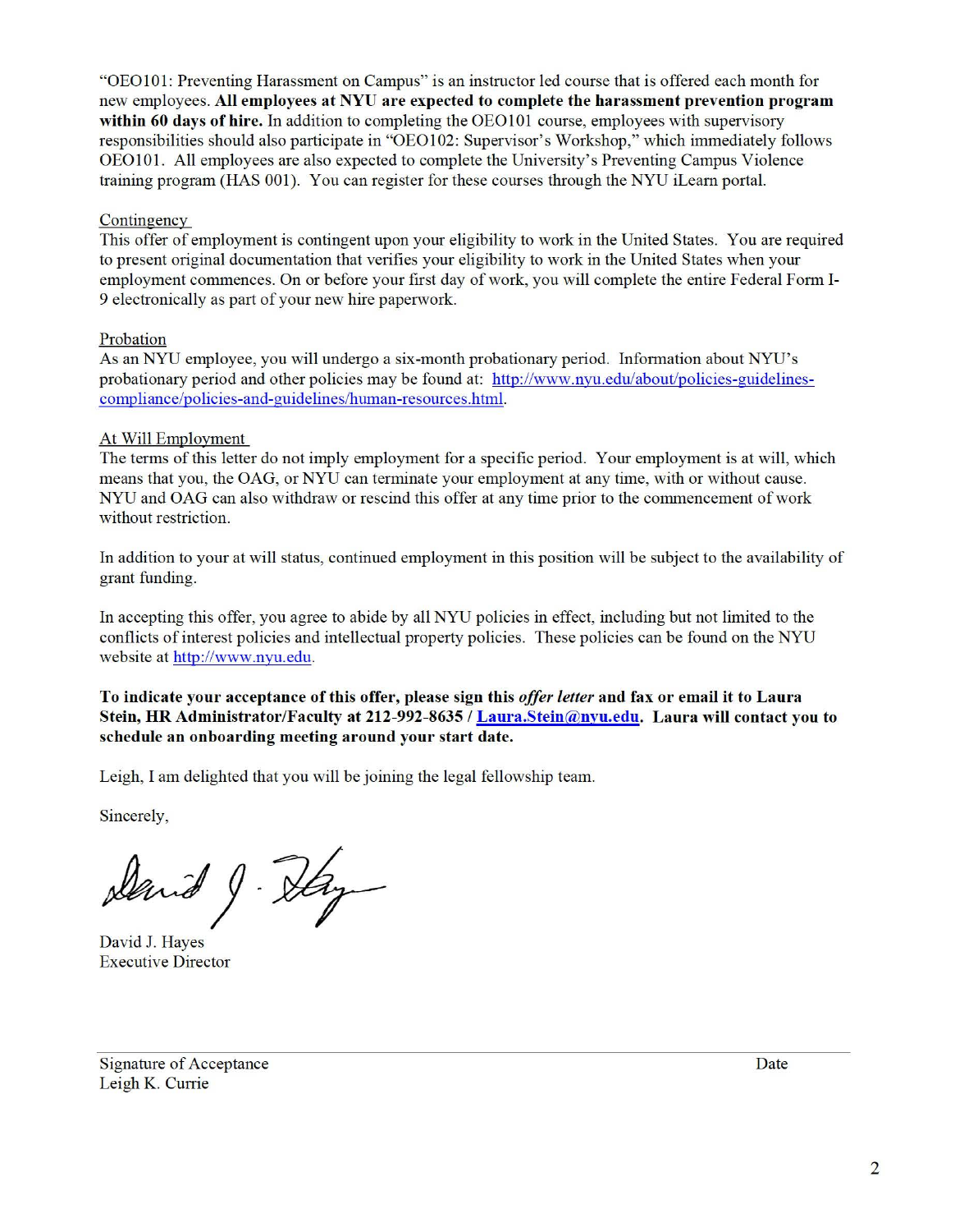"OEO101: Preventing Harassment on Campus" is an instructor led course that is offered each month for new employees. **All employees at NYU are expected to complete the harassment prevention program within 60 days of hire.** In addition to completing the OEO101 course, employees with supervisory responsibilities should also participate in "OEO102: Supervisor's Workshop," which immediately follows OEO101. All employees are also expected to complete the University's Preventing Campus Violence training program (HAS 001). You can register for these courses through the NYU iLearn portal.

Contingency

This offer of employment is contingent upon your eligibility to work in the United States. You are required to present original documentation that verifies your eligibility to work in the United States when your employment commences. On or before your first day of work, you will complete the entire Federal Form I-9 electronically as part of your new hire paperwork.

Probation

As an NYU employee, you will undergo a six-month probationary period. Information about NYU's probationary period and other policies may be found at: [http://www.nyu.edu/about/policies-guidelines-compliance/policies-and-guidelines/human-resources.html](http://www.nyu.edu/about/policies-guidelines-compliance/policies-and-guidelines/human-resources.html).

At Will Employment

The terms of this letter do not imply employment for a specific period. Your employment is at will, which means that you, the OAG, or NYU can terminate your employment at any time, with or without cause. NYU and OAG can also withdraw or rescind this offer at any time prior to the commencement of work without restriction.

In addition to your at will status, continued employment in this position will be subject to the availability of grant funding.

In accepting this offer, you agree to abide by all NYU policies in effect, including but not limited to the conflicts of interest policies and intellectual property policies. These policies can be found on the NYU website at [http://www.nyu.edu](http://www.nyu.edu).

**To indicate your acceptance of this offer, please sign this *offer letter* and fax or email it to Laura Stein, HR Administrator/Faculty at 212-992-8635 / [Laura.Stein@nyu.edu](mailto:Laura.Stein@nyu.edu). Laura will contact you to schedule an onboarding meeting around your start date.**

Leigh, I am delighted that you will be joining the legal fellowship team.

Sincerely,

David J. Hayes
Executive Director

Signature of Acceptance
Leigh K. Currie

Date